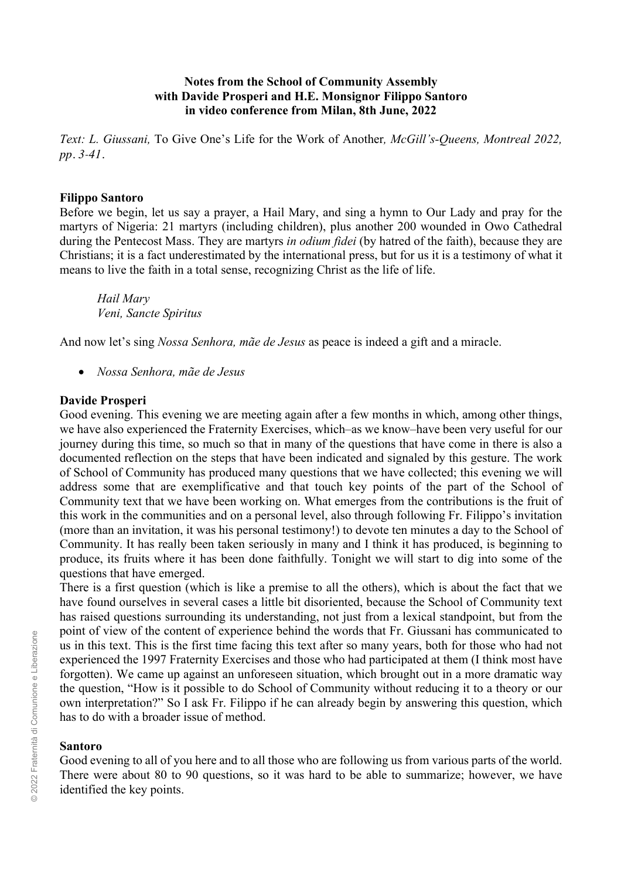**Notes from the School of Community Assembly**
**with Davide Prosperi and H.E. Monsignor Filippo Santoro**
**in video conference from Milan, 8th June, 2022**

*Text: L. Giussani,* To Give One's Life for the Work of Another*, McGill's-Queens, Montreal 2022, pp. 3-41.*

**Filippo Santoro**
Before we begin, let us say a prayer, a Hail Mary, and sing a hymn to Our Lady and pray for the martyrs of Nigeria: 21 martyrs (including children), plus another 200 wounded in Owo Cathedral during the Pentecost Mass. They are martyrs *in odium fidei* (by hatred of the faith), because they are Christians; it is a fact underestimated by the international press, but for us it is a testimony of what it means to live the faith in a total sense, recognizing Christ as the life of life.

*Hail Mary*
*Veni, Sancte Spiritus*

And now let's sing *Nossa Senhora, mãe de Jesus* as peace is indeed a gift and a miracle.

- *Nossa Senhora, mãe de Jesus*

**Davide Prosperi**
Good evening. This evening we are meeting again after a few months in which, among other things, we have also experienced the Fraternity Exercises, which–as we know–have been very useful for our journey during this time, so much so that in many of the questions that have come in there is also a documented reflection on the steps that have been indicated and signaled by this gesture. The work of School of Community has produced many questions that we have collected; this evening we will address some that are exemplificative and that touch key points of the part of the School of Community text that we have been working on. What emerges from the contributions is the fruit of this work in the communities and on a personal level, also through following Fr. Filippo's invitation (more than an invitation, it was his personal testimony!) to devote ten minutes a day to the School of Community. It has really been taken seriously in many and I think it has produced, is beginning to produce, its fruits where it has been done faithfully. Tonight we will start to dig into some of the questions that have emerged.
There is a first question (which is like a premise to all the others), which is about the fact that we have found ourselves in several cases a little bit disoriented, because the School of Community text has raised questions surrounding its understanding, not just from a lexical standpoint, but from the point of view of the content of experience behind the words that Fr. Giussani has communicated to us in this text. This is the first time facing this text after so many years, both for those who had not experienced the 1997 Fraternity Exercises and those who had participated at them (I think most have forgotten). We came up against an unforeseen situation, which brought out in a more dramatic way the question, "How is it possible to do School of Community without reducing it to a theory or our own interpretation?" So I ask Fr. Filippo if he can already begin by answering this question, which has to do with a broader issue of method.

**Santoro**
Good evening to all of you here and to all those who are following us from various parts of the world. There were about 80 to 90 questions, so it was hard to be able to summarize; however, we have identified the key points.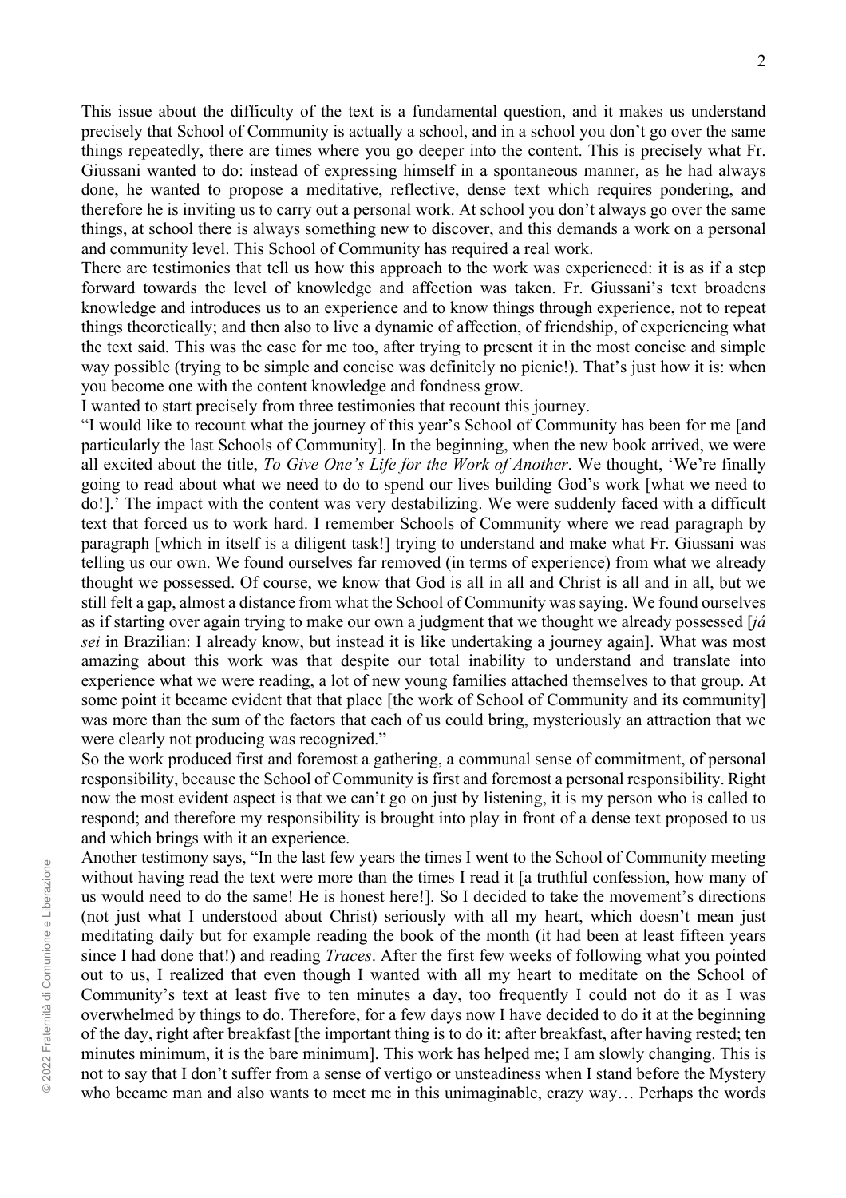This issue about the difficulty of the text is a fundamental question, and it makes us understand precisely that School of Community is actually a school, and in a school you don't go over the same things repeatedly, there are times where you go deeper into the content. This is precisely what Fr. Giussani wanted to do: instead of expressing himself in a spontaneous manner, as he had always done, he wanted to propose a meditative, reflective, dense text which requires pondering, and therefore he is inviting us to carry out a personal work. At school you don't always go over the same things, at school there is always something new to discover, and this demands a work on a personal and community level. This School of Community has required a real work.

There are testimonies that tell us how this approach to the work was experienced: it is as if a step forward towards the level of knowledge and affection was taken. Fr. Giussani's text broadens knowledge and introduces us to an experience and to know things through experience, not to repeat things theoretically; and then also to live a dynamic of affection, of friendship, of experiencing what the text said. This was the case for me too, after trying to present it in the most concise and simple way possible (trying to be simple and concise was definitely no picnic!). That's just how it is: when you become one with the content knowledge and fondness grow.

I wanted to start precisely from three testimonies that recount this journey.

"I would like to recount what the journey of this year's School of Community has been for me [and particularly the last Schools of Community]. In the beginning, when the new book arrived, we were all excited about the title, *To Give One's Life for the Work of Another*. We thought, 'We're finally going to read about what we need to do to spend our lives building God's work [what we need to do!].' The impact with the content was very destabilizing. We were suddenly faced with a difficult text that forced us to work hard. I remember Schools of Community where we read paragraph by paragraph [which in itself is a diligent task!] trying to understand and make what Fr. Giussani was telling us our own. We found ourselves far removed (in terms of experience) from what we already thought we possessed. Of course, we know that God is all in all and Christ is all and in all, but we still felt a gap, almost a distance from what the School of Community was saying. We found ourselves as if starting over again trying to make our own a judgment that we thought we already possessed [*já sei* in Brazilian: I already know, but instead it is like undertaking a journey again]. What was most amazing about this work was that despite our total inability to understand and translate into experience what we were reading, a lot of new young families attached themselves to that group. At some point it became evident that that place [the work of School of Community and its community] was more than the sum of the factors that each of us could bring, mysteriously an attraction that we were clearly not producing was recognized."

So the work produced first and foremost a gathering, a communal sense of commitment, of personal responsibility, because the School of Community is first and foremost a personal responsibility. Right now the most evident aspect is that we can't go on just by listening, it is my person who is called to respond; and therefore my responsibility is brought into play in front of a dense text proposed to us and which brings with it an experience.

Another testimony says, "In the last few years the times I went to the School of Community meeting without having read the text were more than the times I read it [a truthful confession, how many of us would need to do the same! He is honest here!]. So I decided to take the movement's directions (not just what I understood about Christ) seriously with all my heart, which doesn't mean just meditating daily but for example reading the book of the month (it had been at least fifteen years since I had done that!) and reading *Traces*. After the first few weeks of following what you pointed out to us, I realized that even though I wanted with all my heart to meditate on the School of Community's text at least five to ten minutes a day, too frequently I could not do it as I was overwhelmed by things to do. Therefore, for a few days now I have decided to do it at the beginning of the day, right after breakfast [the important thing is to do it: after breakfast, after having rested; ten minutes minimum, it is the bare minimum]. This work has helped me; I am slowly changing. This is not to say that I don't suffer from a sense of vertigo or unsteadiness when I stand before the Mystery who became man and also wants to meet me in this unimaginable, crazy way… Perhaps the words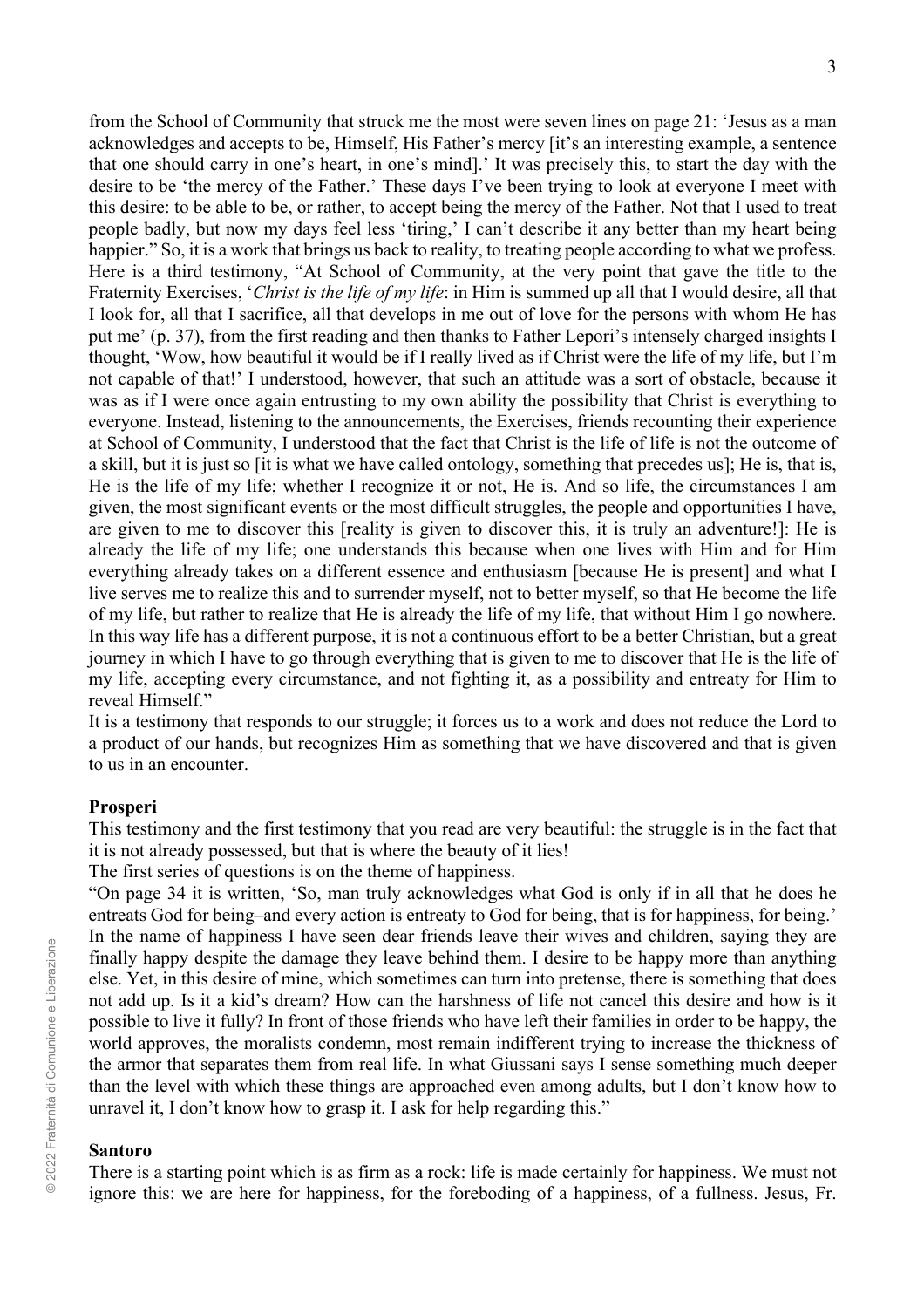from the School of Community that struck me the most were seven lines on page 21: 'Jesus as a man acknowledges and accepts to be, Himself, His Father's mercy [it's an interesting example, a sentence that one should carry in one's heart, in one's mind].' It was precisely this, to start the day with the desire to be 'the mercy of the Father.' These days I've been trying to look at everyone I meet with this desire: to be able to be, or rather, to accept being the mercy of the Father. Not that I used to treat people badly, but now my days feel less 'tiring,' I can't describe it any better than my heart being happier." So, it is a work that brings us back to reality, to treating people according to what we profess. Here is a third testimony, "At School of Community, at the very point that gave the title to the Fraternity Exercises, '*Christ is the life of my life*: in Him is summed up all that I would desire, all that I look for, all that I sacrifice, all that develops in me out of love for the persons with whom He has put me' (p. 37), from the first reading and then thanks to Father Lepori's intensely charged insights I thought, 'Wow, how beautiful it would be if I really lived as if Christ were the life of my life, but I'm not capable of that!' I understood, however, that such an attitude was a sort of obstacle, because it was as if I were once again entrusting to my own ability the possibility that Christ is everything to everyone. Instead, listening to the announcements, the Exercises, friends recounting their experience at School of Community, I understood that the fact that Christ is the life of life is not the outcome of a skill, but it is just so [it is what we have called ontology, something that precedes us]; He is, that is, He is the life of my life; whether I recognize it or not, He is. And so life, the circumstances I am given, the most significant events or the most difficult struggles, the people and opportunities I have, are given to me to discover this [reality is given to discover this, it is truly an adventure!]: He is already the life of my life; one understands this because when one lives with Him and for Him everything already takes on a different essence and enthusiasm [because He is present] and what I live serves me to realize this and to surrender myself, not to better myself, so that He become the life of my life, but rather to realize that He is already the life of my life, that without Him I go nowhere. In this way life has a different purpose, it is not a continuous effort to be a better Christian, but a great journey in which I have to go through everything that is given to me to discover that He is the life of my life, accepting every circumstance, and not fighting it, as a possibility and entreaty for Him to reveal Himself."

It is a testimony that responds to our struggle; it forces us to a work and does not reduce the Lord to a product of our hands, but recognizes Him as something that we have discovered and that is given to us in an encounter.

**Prosperi**

This testimony and the first testimony that you read are very beautiful: the struggle is in the fact that it is not already possessed, but that is where the beauty of it lies!

The first series of questions is on the theme of happiness.

"On page 34 it is written, 'So, man truly acknowledges what God is only if in all that he does he entreats God for being–and every action is entreaty to God for being, that is for happiness, for being.' In the name of happiness I have seen dear friends leave their wives and children, saying they are finally happy despite the damage they leave behind them. I desire to be happy more than anything else. Yet, in this desire of mine, which sometimes can turn into pretense, there is something that does not add up. Is it a kid's dream? How can the harshness of life not cancel this desire and how is it possible to live it fully? In front of those friends who have left their families in order to be happy, the world approves, the moralists condemn, most remain indifferent trying to increase the thickness of the armor that separates them from real life. In what Giussani says I sense something much deeper than the level with which these things are approached even among adults, but I don't know how to unravel it, I don't know how to grasp it. I ask for help regarding this."

**Santoro**

There is a starting point which is as firm as a rock: life is made certainly for happiness. We must not ignore this: we are here for happiness, for the foreboding of a happiness, of a fullness. Jesus, Fr.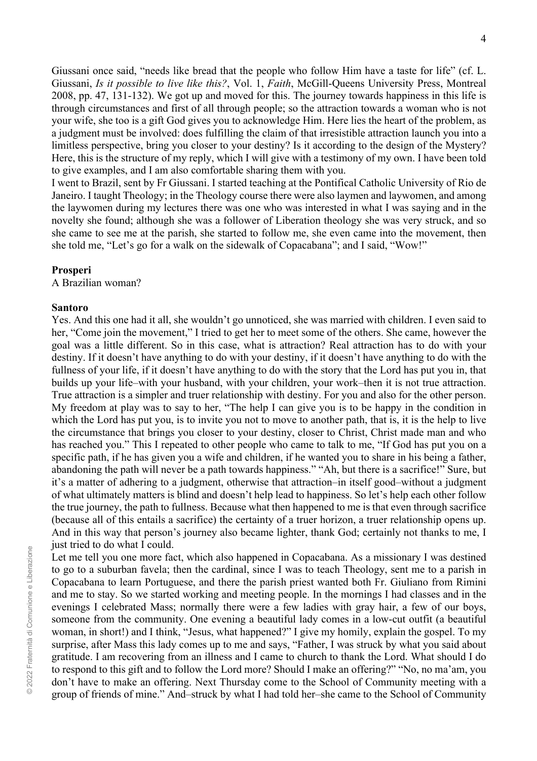Giussani once said, "needs like bread that the people who follow Him have a taste for life" (cf. L. Giussani, *Is it possible to live like this?*, Vol. 1, *Faith*, McGill-Queens University Press, Montreal 2008, pp. 47, 131-132). We got up and moved for this. The journey towards happiness in this life is through circumstances and first of all through people; so the attraction towards a woman who is not your wife, she too is a gift God gives you to acknowledge Him. Here lies the heart of the problem, as a judgment must be involved: does fulfilling the claim of that irresistible attraction launch you into a limitless perspective, bring you closer to your destiny? Is it according to the design of the Mystery? Here, this is the structure of my reply, which I will give with a testimony of my own. I have been told to give examples, and I am also comfortable sharing them with you.

I went to Brazil, sent by Fr Giussani. I started teaching at the Pontifical Catholic University of Rio de Janeiro. I taught Theology; in the Theology course there were also laymen and laywomen, and among the laywomen during my lectures there was one who was interested in what I was saying and in the novelty she found; although she was a follower of Liberation theology she was very struck, and so she came to see me at the parish, she started to follow me, she even came into the movement, then she told me, "Let's go for a walk on the sidewalk of Copacabana"; and I said, "Wow!"

**Prosperi**

A Brazilian woman?

**Santoro**

Yes. And this one had it all, she wouldn't go unnoticed, she was married with children. I even said to her, "Come join the movement," I tried to get her to meet some of the others. She came, however the goal was a little different. So in this case, what is attraction? Real attraction has to do with your destiny. If it doesn't have anything to do with your destiny, if it doesn't have anything to do with the fullness of your life, if it doesn't have anything to do with the story that the Lord has put you in, that builds up your life–with your husband, with your children, your work–then it is not true attraction. True attraction is a simpler and truer relationship with destiny. For you and also for the other person. My freedom at play was to say to her, "The help I can give you is to be happy in the condition in which the Lord has put you, is to invite you not to move to another path, that is, it is the help to live the circumstance that brings you closer to your destiny, closer to Christ, Christ made man and who has reached you." This I repeated to other people who came to talk to me, "If God has put you on a specific path, if he has given you a wife and children, if he wanted you to share in his being a father, abandoning the path will never be a path towards happiness." "Ah, but there is a sacrifice!" Sure, but it's a matter of adhering to a judgment, otherwise that attraction–in itself good–without a judgment of what ultimately matters is blind and doesn't help lead to happiness. So let's help each other follow the true journey, the path to fullness. Because what then happened to me is that even through sacrifice (because all of this entails a sacrifice) the certainty of a truer horizon, a truer relationship opens up. And in this way that person's journey also became lighter, thank God; certainly not thanks to me, I just tried to do what I could.

Let me tell you one more fact, which also happened in Copacabana. As a missionary I was destined to go to a suburban favela; then the cardinal, since I was to teach Theology, sent me to a parish in Copacabana to learn Portuguese, and there the parish priest wanted both Fr. Giuliano from Rimini and me to stay. So we started working and meeting people. In the mornings I had classes and in the evenings I celebrated Mass; normally there were a few ladies with gray hair, a few of our boys, someone from the community. One evening a beautiful lady comes in a low-cut outfit (a beautiful woman, in short!) and I think, "Jesus, what happened?" I give my homily, explain the gospel. To my surprise, after Mass this lady comes up to me and says, "Father, I was struck by what you said about gratitude. I am recovering from an illness and I came to church to thank the Lord. What should I do to respond to this gift and to follow the Lord more? Should I make an offering?" "No, no ma'am, you don't have to make an offering. Next Thursday come to the School of Community meeting with a group of friends of mine." And–struck by what I had told her–she came to the School of Community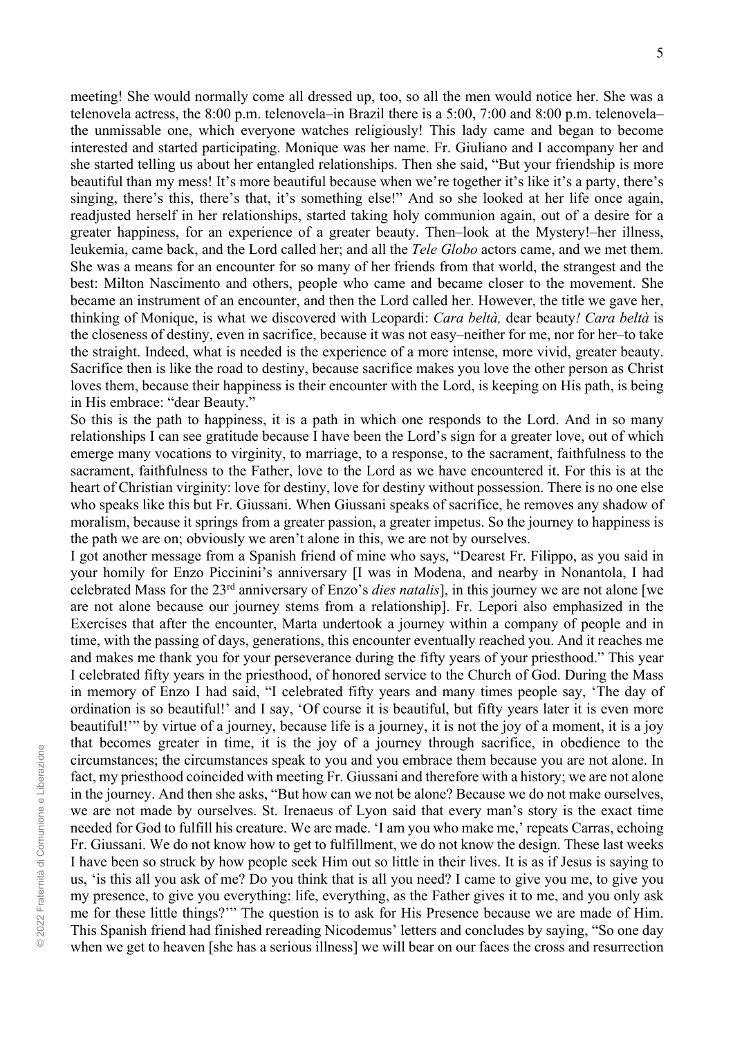meeting! She would normally come all dressed up, too, so all the men would notice her. She was a telenovela actress, the 8:00 p.m. telenovela–in Brazil there is a 5:00, 7:00 and 8:00 p.m. telenovela–the unmissable one, which everyone watches religiously! This lady came and began to become interested and started participating. Monique was her name. Fr. Giuliano and I accompany her and she started telling us about her entangled relationships. Then she said, "But your friendship is more beautiful than my mess! It's more beautiful because when we're together it's like it's a party, there's singing, there's this, there's that, it's something else!" And so she looked at her life once again, readjusted herself in her relationships, started taking holy communion again, out of a desire for a greater happiness, for an experience of a greater beauty. Then–look at the Mystery!–her illness, leukemia, came back, and the Lord called her; and all the *Tele Globo* actors came, and we met them. She was a means for an encounter for so many of her friends from that world, the strangest and the best: Milton Nascimento and others, people who came and became closer to the movement. She became an instrument of an encounter, and then the Lord called her. However, the title we gave her, thinking of Monique, is what we discovered with Leopardi: *Cara beltà,* dear beauty*! Cara beltà* is the closeness of destiny, even in sacrifice, because it was not easy–neither for me, nor for her–to take the straight. Indeed, what is needed is the experience of a more intense, more vivid, greater beauty. Sacrifice then is like the road to destiny, because sacrifice makes you love the other person as Christ loves them, because their happiness is their encounter with the Lord, is keeping on His path, is being in His embrace: "dear Beauty."

So this is the path to happiness, it is a path in which one responds to the Lord. And in so many relationships I can see gratitude because I have been the Lord's sign for a greater love, out of which emerge many vocations to virginity, to marriage, to a response, to the sacrament, faithfulness to the sacrament, faithfulness to the Father, love to the Lord as we have encountered it. For this is at the heart of Christian virginity: love for destiny, love for destiny without possession. There is no one else who speaks like this but Fr. Giussani. When Giussani speaks of sacrifice, he removes any shadow of moralism, because it springs from a greater passion, a greater impetus. So the journey to happiness is the path we are on; obviously we aren't alone in this, we are not by ourselves.

I got another message from a Spanish friend of mine who says, "Dearest Fr. Filippo, as you said in your homily for Enzo Piccinini's anniversary [I was in Modena, and nearby in Nonantola, I had celebrated Mass for the 23rd anniversary of Enzo's *dies natalis*], in this journey we are not alone [we are not alone because our journey stems from a relationship]. Fr. Lepori also emphasized in the Exercises that after the encounter, Marta undertook a journey within a company of people and in time, with the passing of days, generations, this encounter eventually reached you. And it reaches me and makes me thank you for your perseverance during the fifty years of your priesthood." This year I celebrated fifty years in the priesthood, of honored service to the Church of God. During the Mass in memory of Enzo I had said, "I celebrated fifty years and many times people say, 'The day of ordination is so beautiful!' and I say, 'Of course it is beautiful, but fifty years later it is even more beautiful!'" by virtue of a journey, because life is a journey, it is not the joy of a moment, it is a joy that becomes greater in time, it is the joy of a journey through sacrifice, in obedience to the circumstances; the circumstances speak to you and you embrace them because you are not alone. In fact, my priesthood coincided with meeting Fr. Giussani and therefore with a history; we are not alone in the journey. And then she asks, "But how can we not be alone? Because we do not make ourselves, we are not made by ourselves. St. Irenaeus of Lyon said that every man's story is the exact time needed for God to fulfill his creature. We are made. 'I am you who make me,' repeats Carras, echoing Fr. Giussani. We do not know how to get to fulfillment, we do not know the design. These last weeks I have been so struck by how people seek Him out so little in their lives. It is as if Jesus is saying to us, 'is this all you ask of me? Do you think that is all you need? I came to give you me, to give you my presence, to give you everything: life, everything, as the Father gives it to me, and you only ask me for these little things?'" The question is to ask for His Presence because we are made of Him. This Spanish friend had finished rereading Nicodemus' letters and concludes by saying, "So one day when we get to heaven [she has a serious illness] we will bear on our faces the cross and resurrection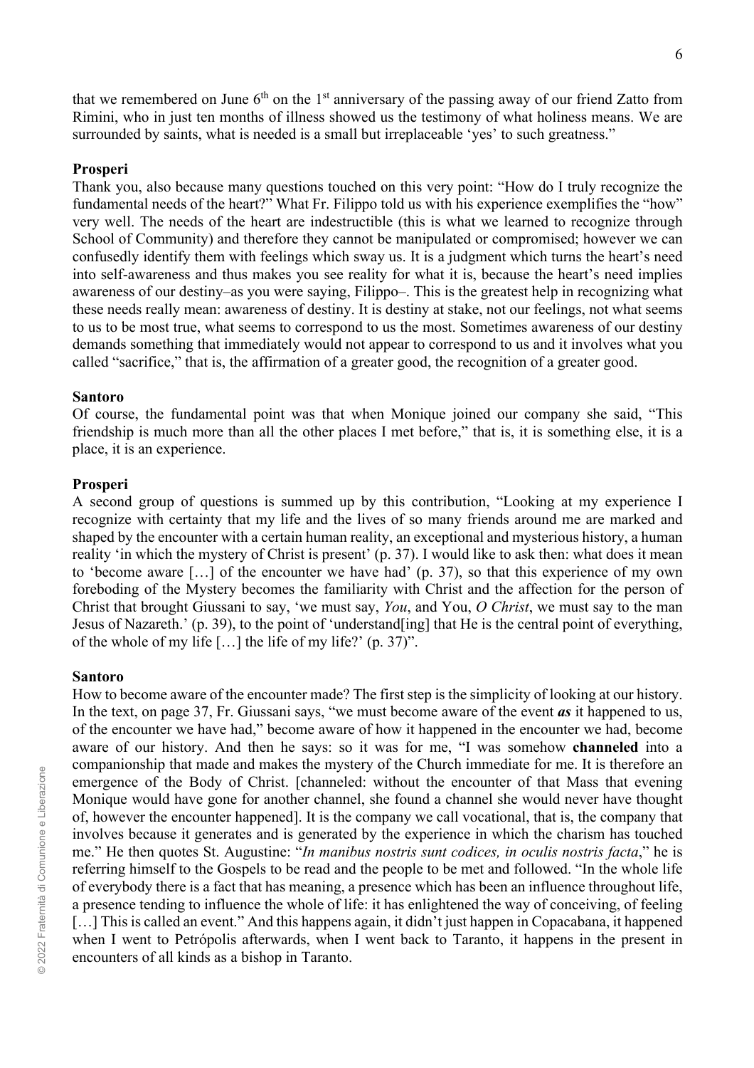that we remembered on June 6th on the 1st anniversary of the passing away of our friend Zatto from Rimini, who in just ten months of illness showed us the testimony of what holiness means. We are surrounded by saints, what is needed is a small but irreplaceable 'yes' to such greatness."

**Prosperi**
Thank you, also because many questions touched on this very point: "How do I truly recognize the fundamental needs of the heart?" What Fr. Filippo told us with his experience exemplifies the "how" very well. The needs of the heart are indestructible (this is what we learned to recognize through School of Community) and therefore they cannot be manipulated or compromised; however we can confusedly identify them with feelings which sway us. It is a judgment which turns the heart's need into self-awareness and thus makes you see reality for what it is, because the heart's need implies awareness of our destiny–as you were saying, Filippo–. This is the greatest help in recognizing what these needs really mean: awareness of destiny. It is destiny at stake, not our feelings, not what seems to us to be most true, what seems to correspond to us the most. Sometimes awareness of our destiny demands something that immediately would not appear to correspond to us and it involves what you called "sacrifice," that is, the affirmation of a greater good, the recognition of a greater good.

**Santoro**
Of course, the fundamental point was that when Monique joined our company she said, "This friendship is much more than all the other places I met before," that is, it is something else, it is a place, it is an experience.

**Prosperi**
A second group of questions is summed up by this contribution, "Looking at my experience I recognize with certainty that my life and the lives of so many friends around me are marked and shaped by the encounter with a certain human reality, an exceptional and mysterious history, a human reality 'in which the mystery of Christ is present' (p. 37). I would like to ask then: what does it mean to 'become aware […] of the encounter we have had' (p. 37), so that this experience of my own foreboding of the Mystery becomes the familiarity with Christ and the affection for the person of Christ that brought Giussani to say, 'we must say, *You*, and You, *O Christ*, we must say to the man Jesus of Nazareth.' (p. 39), to the point of 'understand[ing] that He is the central point of everything, of the whole of my life […] the life of my life?' (p. 37)".

**Santoro**
How to become aware of the encounter made? The first step is the simplicity of looking at our history. In the text, on page 37, Fr. Giussani says, "we must become aware of the event ***as*** it happened to us, of the encounter we have had," become aware of how it happened in the encounter we had, become aware of our history. And then he says: so it was for me, "I was somehow **channeled** into a companionship that made and makes the mystery of the Church immediate for me. It is therefore an emergence of the Body of Christ. [channeled: without the encounter of that Mass that evening Monique would have gone for another channel, she found a channel she would never have thought of, however the encounter happened]. It is the company we call vocational, that is, the company that involves because it generates and is generated by the experience in which the charism has touched me." He then quotes St. Augustine: "*In manibus nostris sunt codices, in oculis nostris facta*," he is referring himself to the Gospels to be read and the people to be met and followed. "In the whole life of everybody there is a fact that has meaning, a presence which has been an influence throughout life, a presence tending to influence the whole of life: it has enlightened the way of conceiving, of feeling […] This is called an event." And this happens again, it didn't just happen in Copacabana, it happened when I went to Petrópolis afterwards, when I went back to Taranto, it happens in the present in encounters of all kinds as a bishop in Taranto.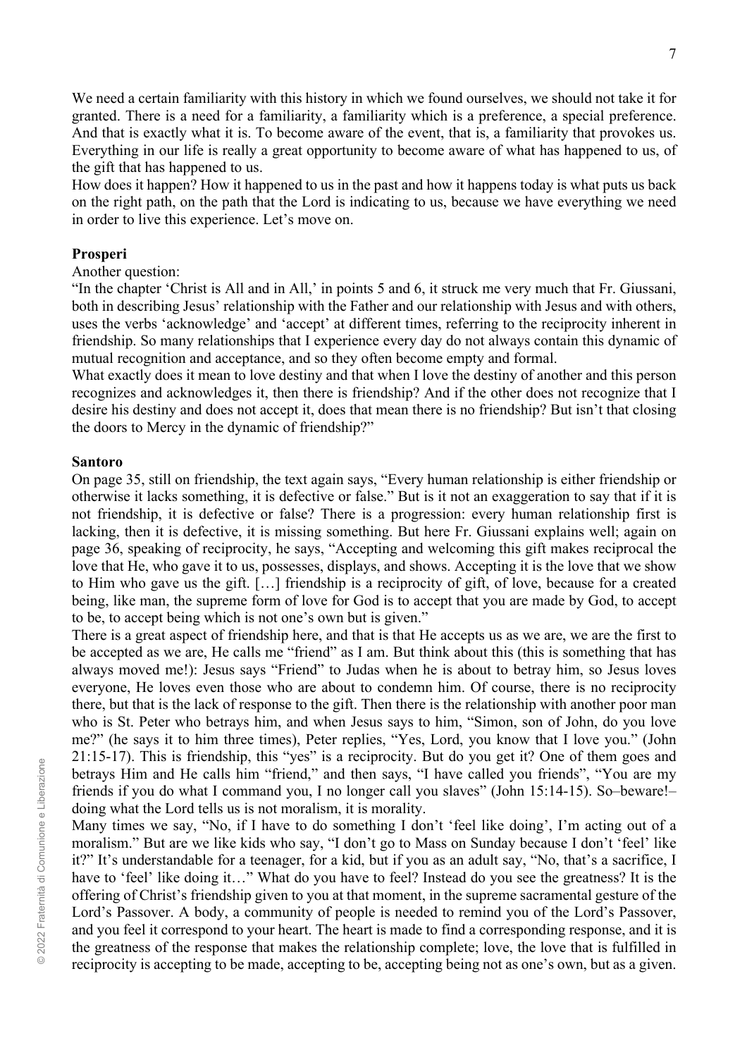We need a certain familiarity with this history in which we found ourselves, we should not take it for granted. There is a need for a familiarity, a familiarity which is a preference, a special preference. And that is exactly what it is. To become aware of the event, that is, a familiarity that provokes us. Everything in our life is really a great opportunity to become aware of what has happened to us, of the gift that has happened to us.
How does it happen? How it happened to us in the past and how it happens today is what puts us back on the right path, on the path that the Lord is indicating to us, because we have everything we need in order to live this experience. Let's move on.

**Prosperi**
Another question:
"In the chapter 'Christ is All and in All,' in points 5 and 6, it struck me very much that Fr. Giussani, both in describing Jesus' relationship with the Father and our relationship with Jesus and with others, uses the verbs 'acknowledge' and 'accept' at different times, referring to the reciprocity inherent in friendship. So many relationships that I experience every day do not always contain this dynamic of mutual recognition and acceptance, and so they often become empty and formal.
What exactly does it mean to love destiny and that when I love the destiny of another and this person recognizes and acknowledges it, then there is friendship? And if the other does not recognize that I desire his destiny and does not accept it, does that mean there is no friendship? But isn't that closing the doors to Mercy in the dynamic of friendship?"

**Santoro**
On page 35, still on friendship, the text again says, "Every human relationship is either friendship or otherwise it lacks something, it is defective or false." But is it not an exaggeration to say that if it is not friendship, it is defective or false? There is a progression: every human relationship first is lacking, then it is defective, it is missing something. But here Fr. Giussani explains well; again on page 36, speaking of reciprocity, he says, "Accepting and welcoming this gift makes reciprocal the love that He, who gave it to us, possesses, displays, and shows. Accepting it is the love that we show to Him who gave us the gift. […] friendship is a reciprocity of gift, of love, because for a created being, like man, the supreme form of love for God is to accept that you are made by God, to accept to be, to accept being which is not one's own but is given."
There is a great aspect of friendship here, and that is that He accepts us as we are, we are the first to be accepted as we are, He calls me "friend" as I am. But think about this (this is something that has always moved me!): Jesus says "Friend" to Judas when he is about to betray him, so Jesus loves everyone, He loves even those who are about to condemn him. Of course, there is no reciprocity there, but that is the lack of response to the gift. Then there is the relationship with another poor man who is St. Peter who betrays him, and when Jesus says to him, "Simon, son of John, do you love me?" (he says it to him three times), Peter replies, "Yes, Lord, you know that I love you." (John 21:15-17). This is friendship, this "yes" is a reciprocity. But do you get it? One of them goes and betrays Him and He calls him "friend," and then says, "I have called you friends", "You are my friends if you do what I command you, I no longer call you slaves" (John 15:14-15). So–beware!– doing what the Lord tells us is not moralism, it is morality.
Many times we say, "No, if I have to do something I don't 'feel like doing', I'm acting out of a moralism." But are we like kids who say, "I don't go to Mass on Sunday because I don't 'feel' like it?" It's understandable for a teenager, for a kid, but if you as an adult say, "No, that's a sacrifice, I have to 'feel' like doing it…" What do you have to feel? Instead do you see the greatness? It is the offering of Christ's friendship given to you at that moment, in the supreme sacramental gesture of the Lord's Passover. A body, a community of people is needed to remind you of the Lord's Passover, and you feel it correspond to your heart. The heart is made to find a corresponding response, and it is the greatness of the response that makes the relationship complete; love, the love that is fulfilled in reciprocity is accepting to be made, accepting to be, accepting being not as one's own, but as a given.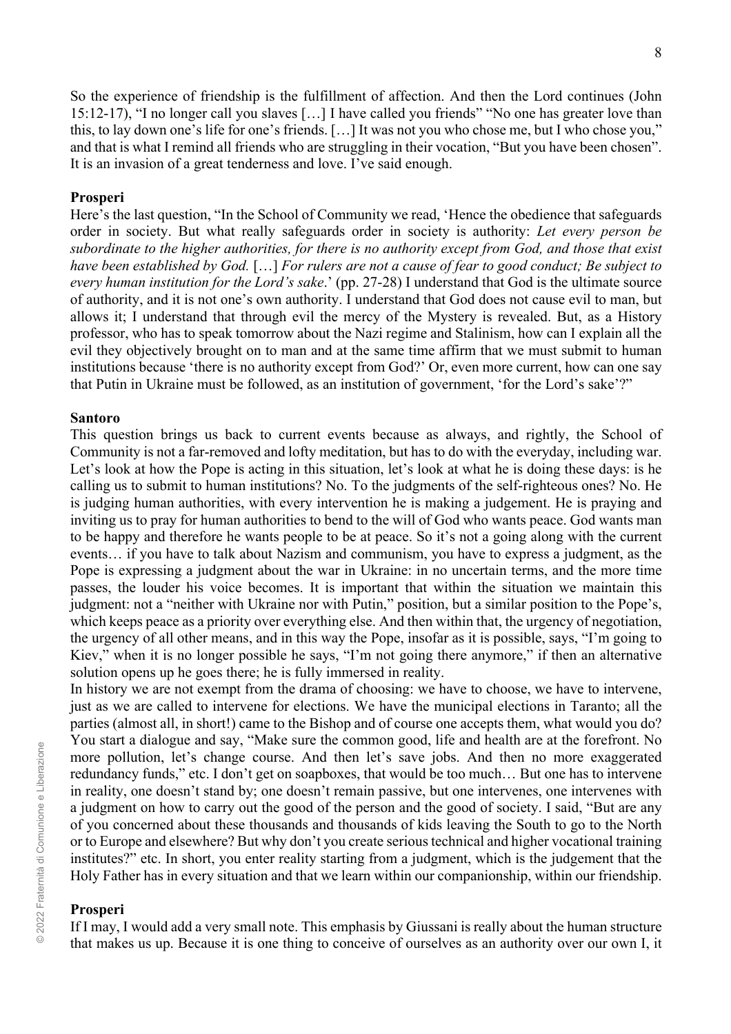So the experience of friendship is the fulfillment of affection. And then the Lord continues (John 15:12-17), "I no longer call you slaves […] I have called you friends" "No one has greater love than this, to lay down one's life for one's friends. […] It was not you who chose me, but I who chose you," and that is what I remind all friends who are struggling in their vocation, "But you have been chosen". It is an invasion of a great tenderness and love. I've said enough.

**Prosperi**
Here's the last question, "In the School of Community we read, 'Hence the obedience that safeguards order in society. But what really safeguards order in society is authority: *Let every person be subordinate to the higher authorities, for there is no authority except from God, and those that exist have been established by God.* […] *For rulers are not a cause of fear to good conduct; Be subject to every human institution for the Lord's sake*.' (pp. 27-28) I understand that God is the ultimate source of authority, and it is not one's own authority. I understand that God does not cause evil to man, but allows it; I understand that through evil the mercy of the Mystery is revealed. But, as a History professor, who has to speak tomorrow about the Nazi regime and Stalinism, how can I explain all the evil they objectively brought on to man and at the same time affirm that we must submit to human institutions because 'there is no authority except from God?' Or, even more current, how can one say that Putin in Ukraine must be followed, as an institution of government, 'for the Lord's sake'?"

**Santoro**
This question brings us back to current events because as always, and rightly, the School of Community is not a far-removed and lofty meditation, but has to do with the everyday, including war. Let's look at how the Pope is acting in this situation, let's look at what he is doing these days: is he calling us to submit to human institutions? No. To the judgments of the self-righteous ones? No. He is judging human authorities, with every intervention he is making a judgement. He is praying and inviting us to pray for human authorities to bend to the will of God who wants peace. God wants man to be happy and therefore he wants people to be at peace. So it's not a going along with the current events… if you have to talk about Nazism and communism, you have to express a judgment, as the Pope is expressing a judgment about the war in Ukraine: in no uncertain terms, and the more time passes, the louder his voice becomes. It is important that within the situation we maintain this judgment: not a "neither with Ukraine nor with Putin," position, but a similar position to the Pope's, which keeps peace as a priority over everything else. And then within that, the urgency of negotiation, the urgency of all other means, and in this way the Pope, insofar as it is possible, says, "I'm going to Kiev," when it is no longer possible he says, "I'm not going there anymore," if then an alternative solution opens up he goes there; he is fully immersed in reality.
In history we are not exempt from the drama of choosing: we have to choose, we have to intervene, just as we are called to intervene for elections. We have the municipal elections in Taranto; all the parties (almost all, in short!) came to the Bishop and of course one accepts them, what would you do? You start a dialogue and say, "Make sure the common good, life and health are at the forefront. No more pollution, let's change course. And then let's save jobs. And then no more exaggerated redundancy funds," etc. I don't get on soapboxes, that would be too much… But one has to intervene in reality, one doesn't stand by; one doesn't remain passive, but one intervenes, one intervenes with a judgment on how to carry out the good of the person and the good of society. I said, "But are any of you concerned about these thousands and thousands of kids leaving the South to go to the North or to Europe and elsewhere? But why don't you create serious technical and higher vocational training institutes?" etc. In short, you enter reality starting from a judgment, which is the judgement that the Holy Father has in every situation and that we learn within our companionship, within our friendship.

**Prosperi**
If I may, I would add a very small note. This emphasis by Giussani is really about the human structure that makes us up. Because it is one thing to conceive of ourselves as an authority over our own I, it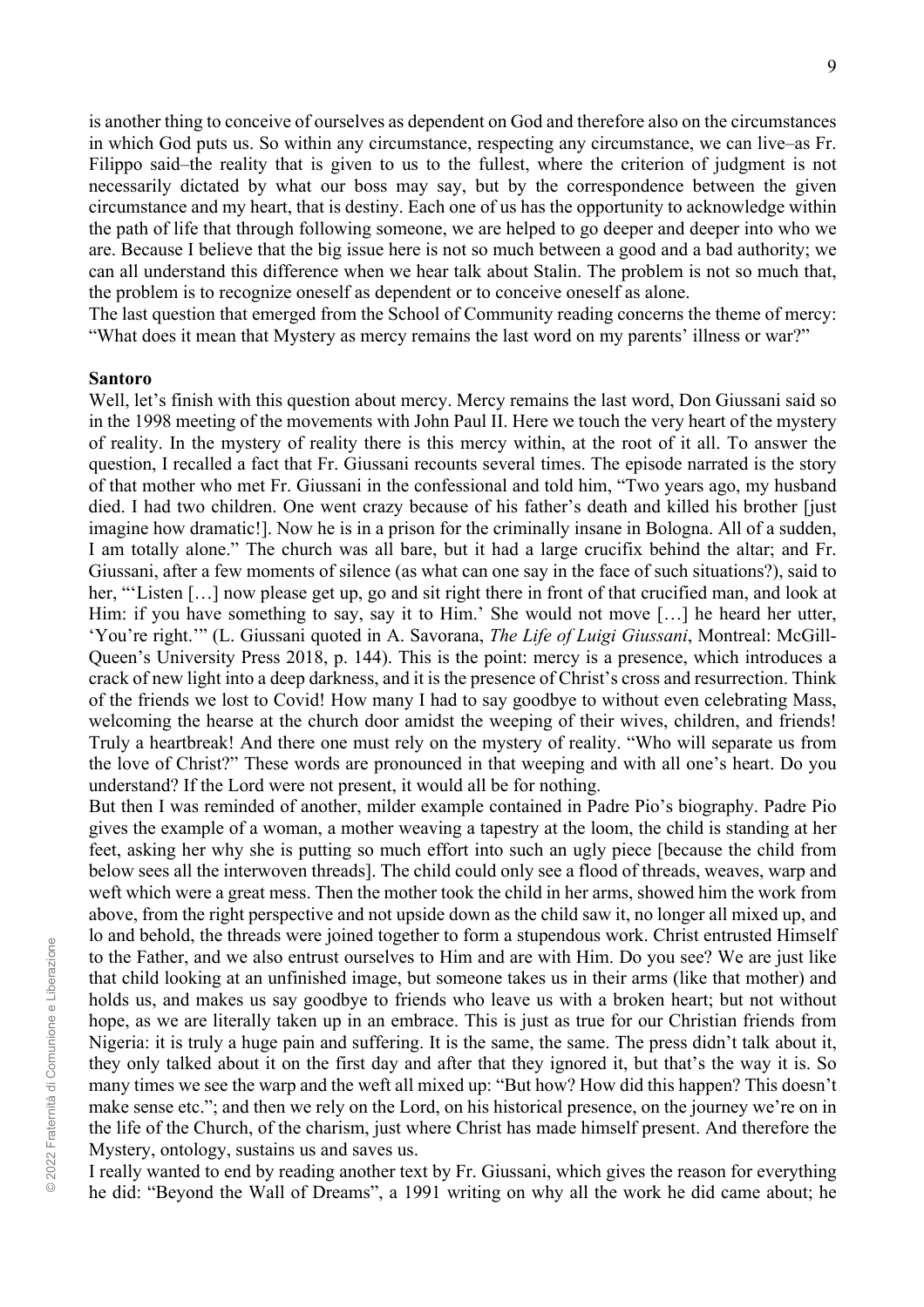is another thing to conceive of ourselves as dependent on God and therefore also on the circumstances in which God puts us. So within any circumstance, respecting any circumstance, we can live–as Fr. Filippo said–the reality that is given to us to the fullest, where the criterion of judgment is not necessarily dictated by what our boss may say, but by the correspondence between the given circumstance and my heart, that is destiny. Each one of us has the opportunity to acknowledge within the path of life that through following someone, we are helped to go deeper and deeper into who we are. Because I believe that the big issue here is not so much between a good and a bad authority; we can all understand this difference when we hear talk about Stalin. The problem is not so much that, the problem is to recognize oneself as dependent or to conceive oneself as alone.
The last question that emerged from the School of Community reading concerns the theme of mercy: "What does it mean that Mystery as mercy remains the last word on my parents' illness or war?"

**Santoro**
Well, let's finish with this question about mercy. Mercy remains the last word, Don Giussani said so in the 1998 meeting of the movements with John Paul II. Here we touch the very heart of the mystery of reality. In the mystery of reality there is this mercy within, at the root of it all. To answer the question, I recalled a fact that Fr. Giussani recounts several times. The episode narrated is the story of that mother who met Fr. Giussani in the confessional and told him, "Two years ago, my husband died. I had two children. One went crazy because of his father's death and killed his brother [just imagine how dramatic!]. Now he is in a prison for the criminally insane in Bologna. All of a sudden, I am totally alone." The church was all bare, but it had a large crucifix behind the altar; and Fr. Giussani, after a few moments of silence (as what can one say in the face of such situations?), said to her, "'Listen […] now please get up, go and sit right there in front of that crucified man, and look at Him: if you have something to say, say it to Him.' She would not move […] he heard her utter, 'You're right.'" (L. Giussani quoted in A. Savorana, *The Life of Luigi Giussani*, Montreal: McGill-Queen's University Press 2018, p. 144). This is the point: mercy is a presence, which introduces a crack of new light into a deep darkness, and it is the presence of Christ's cross and resurrection. Think of the friends we lost to Covid! How many I had to say goodbye to without even celebrating Mass, welcoming the hearse at the church door amidst the weeping of their wives, children, and friends! Truly a heartbreak! And there one must rely on the mystery of reality. "Who will separate us from the love of Christ?" These words are pronounced in that weeping and with all one's heart. Do you understand? If the Lord were not present, it would all be for nothing.
But then I was reminded of another, milder example contained in Padre Pio's biography. Padre Pio gives the example of a woman, a mother weaving a tapestry at the loom, the child is standing at her feet, asking her why she is putting so much effort into such an ugly piece [because the child from below sees all the interwoven threads]. The child could only see a flood of threads, weaves, warp and weft which were a great mess. Then the mother took the child in her arms, showed him the work from above, from the right perspective and not upside down as the child saw it, no longer all mixed up, and lo and behold, the threads were joined together to form a stupendous work. Christ entrusted Himself to the Father, and we also entrust ourselves to Him and are with Him. Do you see? We are just like that child looking at an unfinished image, but someone takes us in their arms (like that mother) and holds us, and makes us say goodbye to friends who leave us with a broken heart; but not without hope, as we are literally taken up in an embrace. This is just as true for our Christian friends from Nigeria: it is truly a huge pain and suffering. It is the same, the same. The press didn't talk about it, they only talked about it on the first day and after that they ignored it, but that's the way it is. So many times we see the warp and the weft all mixed up: "But how? How did this happen? This doesn't make sense etc."; and then we rely on the Lord, on his historical presence, on the journey we're on in the life of the Church, of the charism, just where Christ has made himself present. And therefore the Mystery, ontology, sustains us and saves us.
I really wanted to end by reading another text by Fr. Giussani, which gives the reason for everything he did: "Beyond the Wall of Dreams", a 1991 writing on why all the work he did came about; he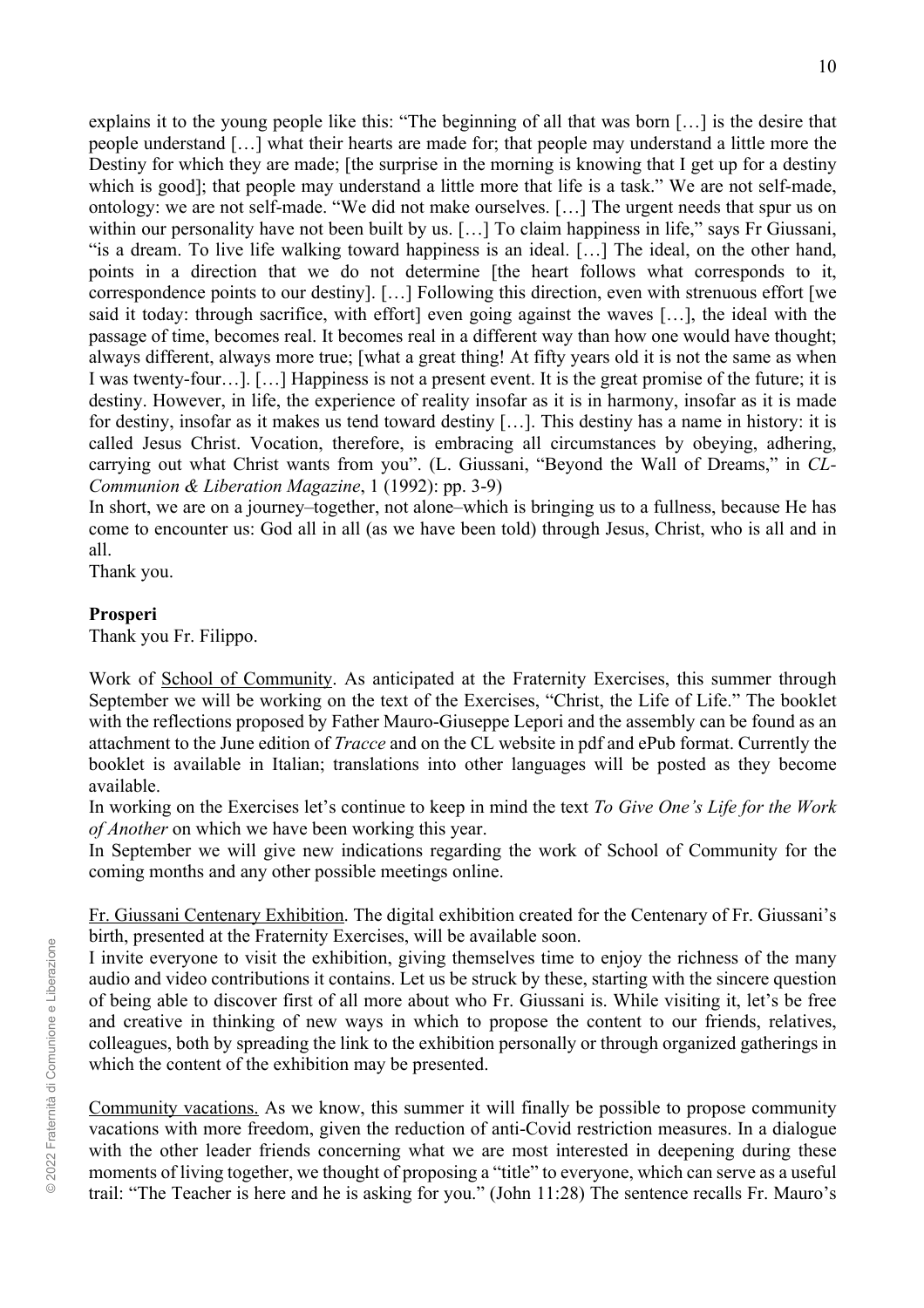explains it to the young people like this: "The beginning of all that was born […] is the desire that people understand […] what their hearts are made for; that people may understand a little more the Destiny for which they are made; [the surprise in the morning is knowing that I get up for a destiny which is good]; that people may understand a little more that life is a task." We are not self-made, ontology: we are not self-made. "We did not make ourselves. […] The urgent needs that spur us on within our personality have not been built by us. […] To claim happiness in life," says Fr Giussani, "is a dream. To live life walking toward happiness is an ideal. […] The ideal, on the other hand, points in a direction that we do not determine [the heart follows what corresponds to it, correspondence points to our destiny]. […] Following this direction, even with strenuous effort [we said it today: through sacrifice, with effort] even going against the waves […], the ideal with the passage of time, becomes real. It becomes real in a different way than how one would have thought; always different, always more true; [what a great thing! At fifty years old it is not the same as when I was twenty-four…]. […] Happiness is not a present event. It is the great promise of the future; it is destiny. However, in life, the experience of reality insofar as it is in harmony, insofar as it is made for destiny, insofar as it makes us tend toward destiny […]. This destiny has a name in history: it is called Jesus Christ. Vocation, therefore, is embracing all circumstances by obeying, adhering, carrying out what Christ wants from you". (L. Giussani, "Beyond the Wall of Dreams," in *CL-Communion & Liberation Magazine*, 1 (1992): pp. 3-9)

In short, we are on a journey–together, not alone–which is bringing us to a fullness, because He has come to encounter us: God all in all (as we have been told) through Jesus, Christ, who is all and in all.

Thank you.

**Prosperi**

Thank you Fr. Filippo.

Work of School of Community. As anticipated at the Fraternity Exercises, this summer through September we will be working on the text of the Exercises, "Christ, the Life of Life." The booklet with the reflections proposed by Father Mauro-Giuseppe Lepori and the assembly can be found as an attachment to the June edition of *Tracce* and on the CL website in pdf and ePub format. Currently the booklet is available in Italian; translations into other languages will be posted as they become available.

In working on the Exercises let's continue to keep in mind the text *To Give One's Life for the Work of Another* on which we have been working this year.

In September we will give new indications regarding the work of School of Community for the coming months and any other possible meetings online.

Fr. Giussani Centenary Exhibition. The digital exhibition created for the Centenary of Fr. Giussani's birth, presented at the Fraternity Exercises, will be available soon.

I invite everyone to visit the exhibition, giving themselves time to enjoy the richness of the many audio and video contributions it contains. Let us be struck by these, starting with the sincere question of being able to discover first of all more about who Fr. Giussani is. While visiting it, let's be free and creative in thinking of new ways in which to propose the content to our friends, relatives, colleagues, both by spreading the link to the exhibition personally or through organized gatherings in which the content of the exhibition may be presented.

Community vacations. As we know, this summer it will finally be possible to propose community vacations with more freedom, given the reduction of anti-Covid restriction measures. In a dialogue with the other leader friends concerning what we are most interested in deepening during these moments of living together, we thought of proposing a "title" to everyone, which can serve as a useful trail: "The Teacher is here and he is asking for you." (John 11:28) The sentence recalls Fr. Mauro's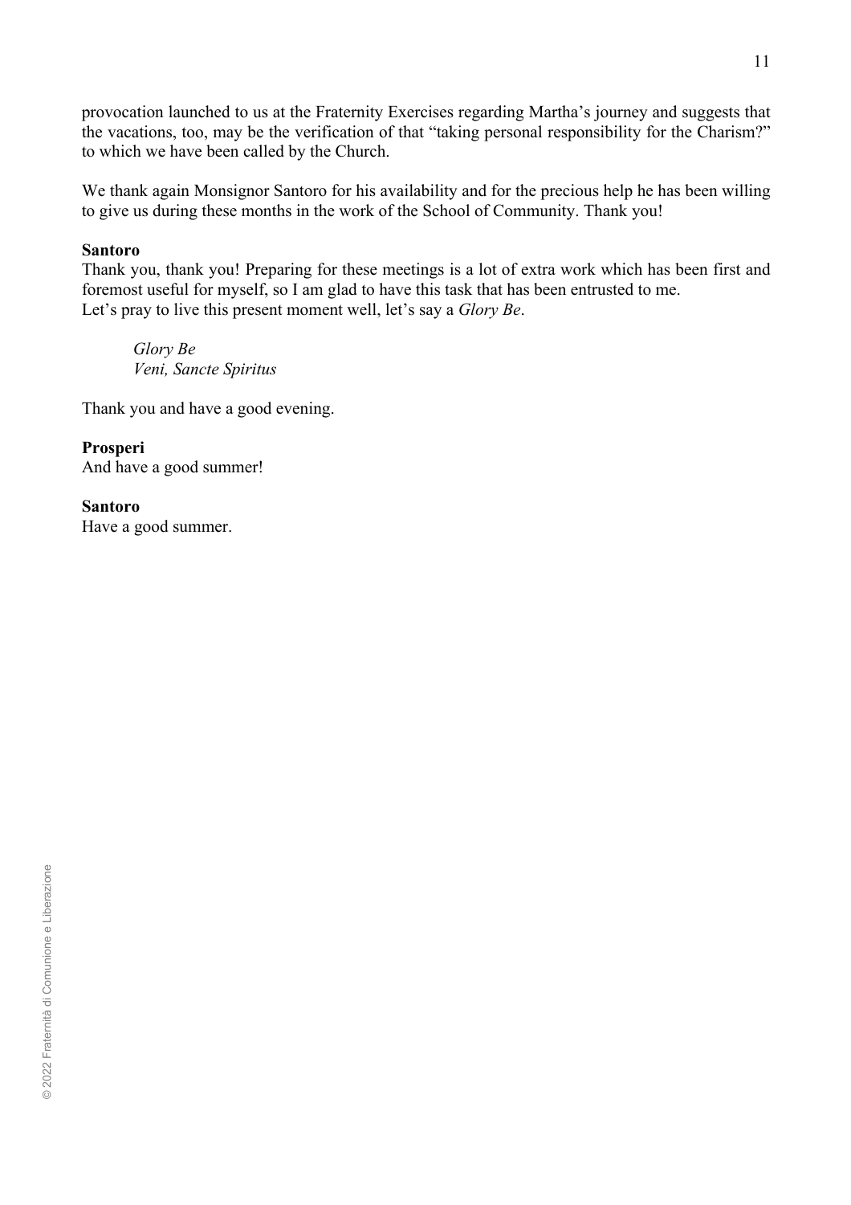provocation launched to us at the Fraternity Exercises regarding Martha's journey and suggests that the vacations, too, may be the verification of that "taking personal responsibility for the Charism?" to which we have been called by the Church.

We thank again Monsignor Santoro for his availability and for the precious help he has been willing to give us during these months in the work of the School of Community. Thank you!

**Santoro**
Thank you, thank you! Preparing for these meetings is a lot of extra work which has been first and foremost useful for myself, so I am glad to have this task that has been entrusted to me.
Let's pray to live this present moment well, let's say a *Glory Be*.

> *Glory Be*
> *Veni, Sancte Spiritus*

Thank you and have a good evening.

**Prosperi**
And have a good summer!

**Santoro**
Have a good summer.

© 2022 Fraternità di Comunione e Liberazione